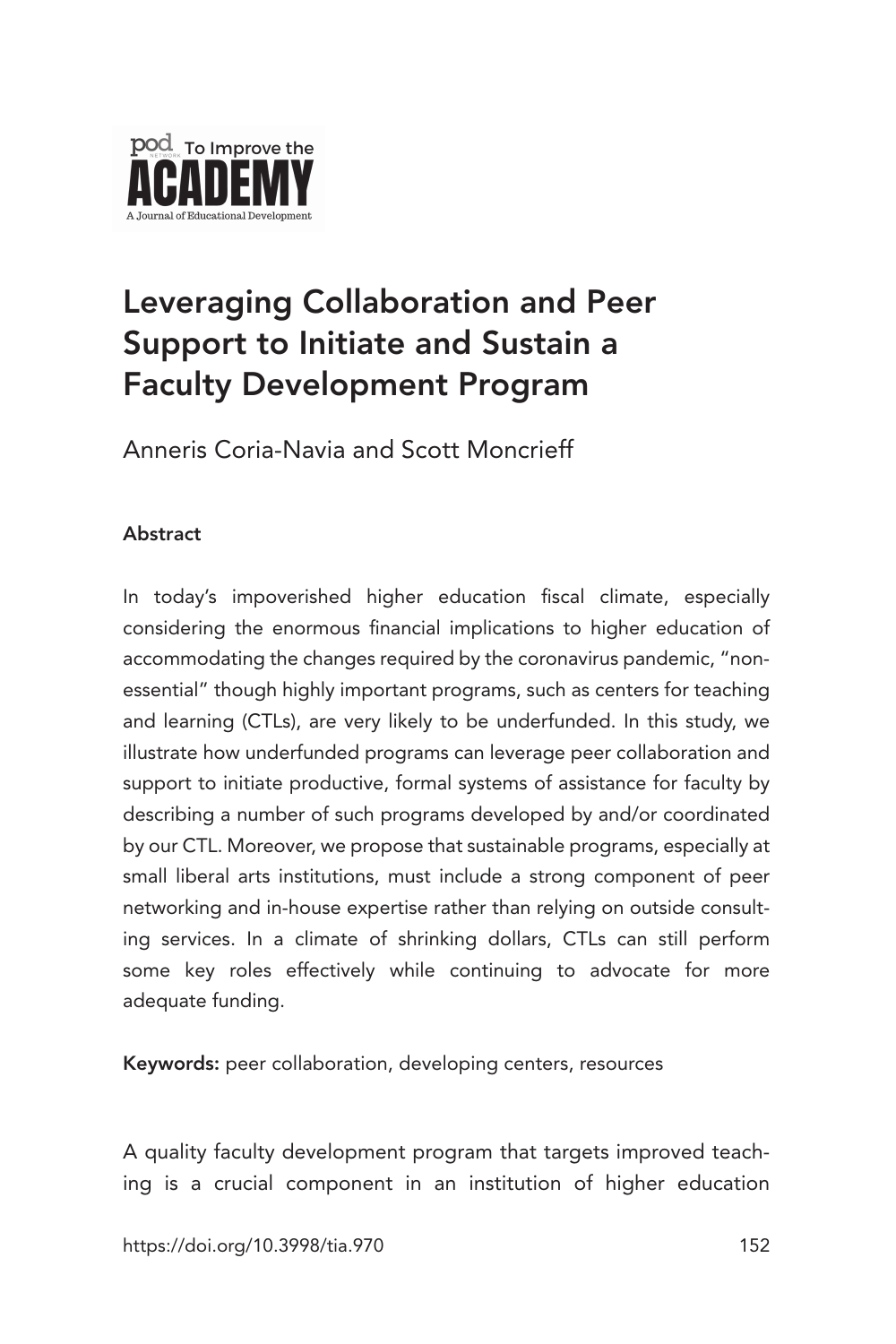# Leveraging Collaboration and Peer Support to Initiate and Sustain a Faculty Development Program

Anneris Coria-Navia and Scott Moncrieff

### Abstract

In today's impoverished higher education fiscal climate, especially considering the enormous financial implications to higher education of accommodating the changes required by the coronavirus pandemic, "non-essential" though highly important programs, such as centers for teaching and learning (CTLs), are very likely to be underfunded. In this study, we illustrate how underfunded programs can leverage peer collaboration and support to initiate productive, formal systems of assistance for faculty by describing a number of such programs developed by and/or coordinated by our CTL. Moreover, we propose that sustainable programs, especially at small liberal arts institutions, must include a strong component of peer networking and in-house expertise rather than relying on outside consulting services. In a climate of shrinking dollars, CTLs can still perform some key roles effectively while continuing to advocate for more adequate funding.

**Keywords:** peer collaboration, developing centers, resources

A quality faculty development program that targets improved teaching is a crucial component in an institution of higher education

https://doi.org/10.3998/tia.970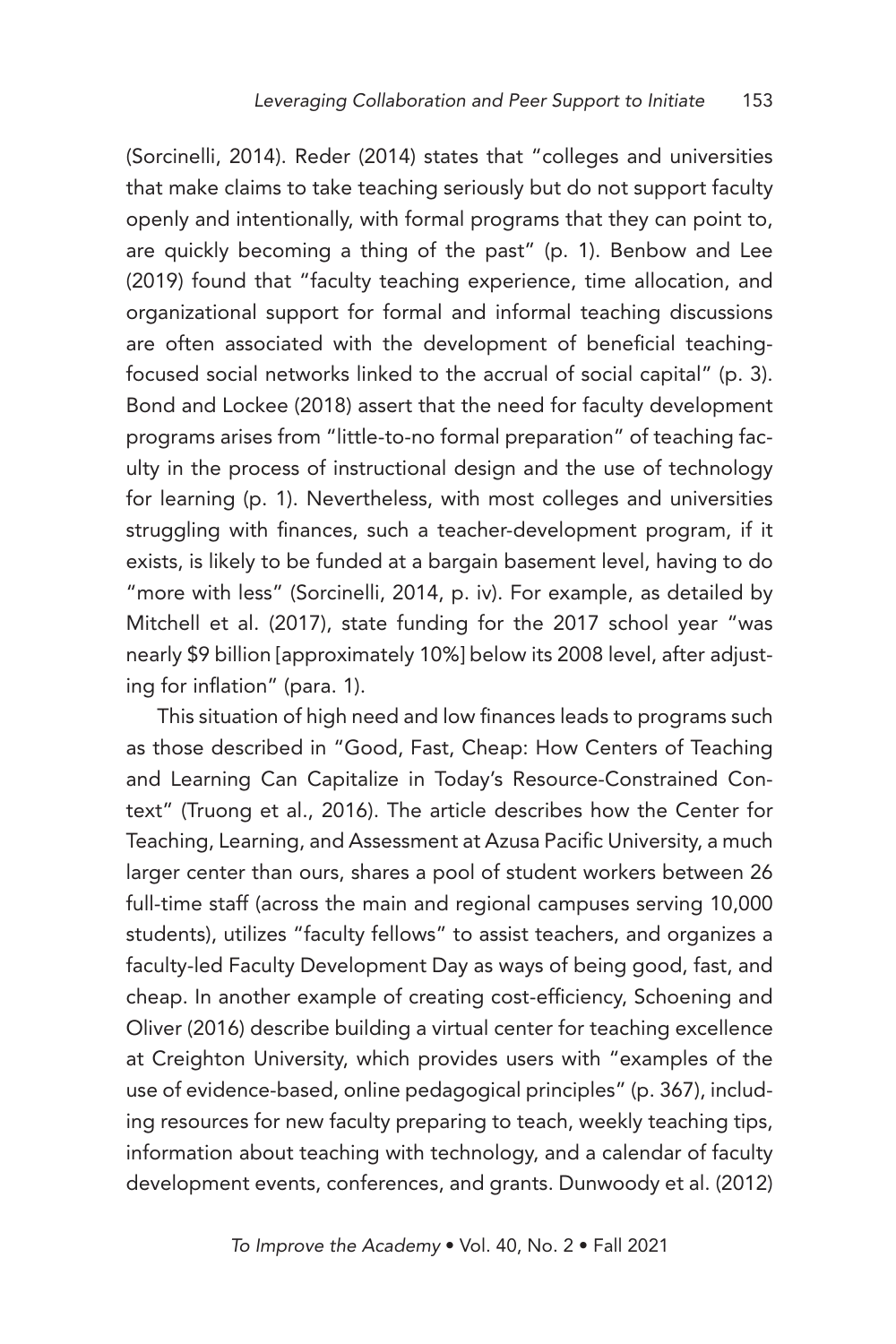(Sorcinelli, 2014). Reder (2014) states that "colleges and universities that make claims to take teaching seriously but do not support faculty openly and intentionally, with formal programs that they can point to, are quickly becoming a thing of the past" (p. 1). Benbow and Lee (2019) found that "faculty teaching experience, time allocation, and organizational support for formal and informal teaching discussions are often associated with the development of beneficial teaching-focused social networks linked to the accrual of social capital" (p. 3). Bond and Lockee (2018) assert that the need for faculty development programs arises from "little-to-no formal preparation" of teaching faculty in the process of instructional design and the use of technology for learning (p. 1). Nevertheless, with most colleges and universities struggling with finances, such a teacher-development program, if it exists, is likely to be funded at a bargain basement level, having to do "more with less" (Sorcinelli, 2014, p. iv). For example, as detailed by Mitchell et al. (2017), state funding for the 2017 school year "was nearly $9 billion [approximately 10%] below its 2008 level, after adjusting for inflation" (para. 1).

This situation of high need and low finances leads to programs such as those described in "Good, Fast, Cheap: How Centers of Teaching and Learning Can Capitalize in Today's Resource-Constrained Context" (Truong et al., 2016). The article describes how the Center for Teaching, Learning, and Assessment at Azusa Pacific University, a much larger center than ours, shares a pool of student workers between 26 full-time staff (across the main and regional campuses serving 10,000 students), utilizes "faculty fellows" to assist teachers, and organizes a faculty-led Faculty Development Day as ways of being good, fast, and cheap. In another example of creating cost-efficiency, Schoening and Oliver (2016) describe building a virtual center for teaching excellence at Creighton University, which provides users with "examples of the use of evidence-based, online pedagogical principles" (p. 367), including resources for new faculty preparing to teach, weekly teaching tips, information about teaching with technology, and a calendar of faculty development events, conferences, and grants. Dunwoody et al. (2012)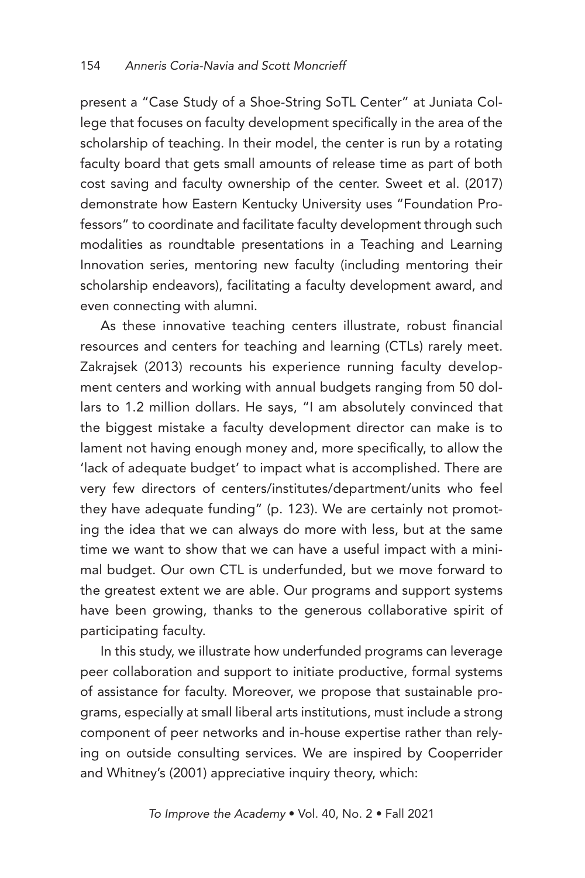present a "Case Study of a Shoe-String SoTL Center" at Juniata College that focuses on faculty development specifically in the area of the scholarship of teaching. In their model, the center is run by a rotating faculty board that gets small amounts of release time as part of both cost saving and faculty ownership of the center. Sweet et al. (2017) demonstrate how Eastern Kentucky University uses "Foundation Professors" to coordinate and facilitate faculty development through such modalities as roundtable presentations in a Teaching and Learning Innovation series, mentoring new faculty (including mentoring their scholarship endeavors), facilitating a faculty development award, and even connecting with alumni.

As these innovative teaching centers illustrate, robust financial resources and centers for teaching and learning (CTLs) rarely meet. Zakrajsek (2013) recounts his experience running faculty development centers and working with annual budgets ranging from 50 dollars to 1.2 million dollars. He says, "I am absolutely convinced that the biggest mistake a faculty development director can make is to lament not having enough money and, more specifically, to allow the 'lack of adequate budget' to impact what is accomplished. There are very few directors of centers/institutes/department/units who feel they have adequate funding" (p. 123). We are certainly not promoting the idea that we can always do more with less, but at the same time we want to show that we can have a useful impact with a minimal budget. Our own CTL is underfunded, but we move forward to the greatest extent we are able. Our programs and support systems have been growing, thanks to the generous collaborative spirit of participating faculty.

In this study, we illustrate how underfunded programs can leverage peer collaboration and support to initiate productive, formal systems of assistance for faculty. Moreover, we propose that sustainable programs, especially at small liberal arts institutions, must include a strong component of peer networks and in-house expertise rather than relying on outside consulting services. We are inspired by Cooperrider and Whitney's (2001) appreciative inquiry theory, which: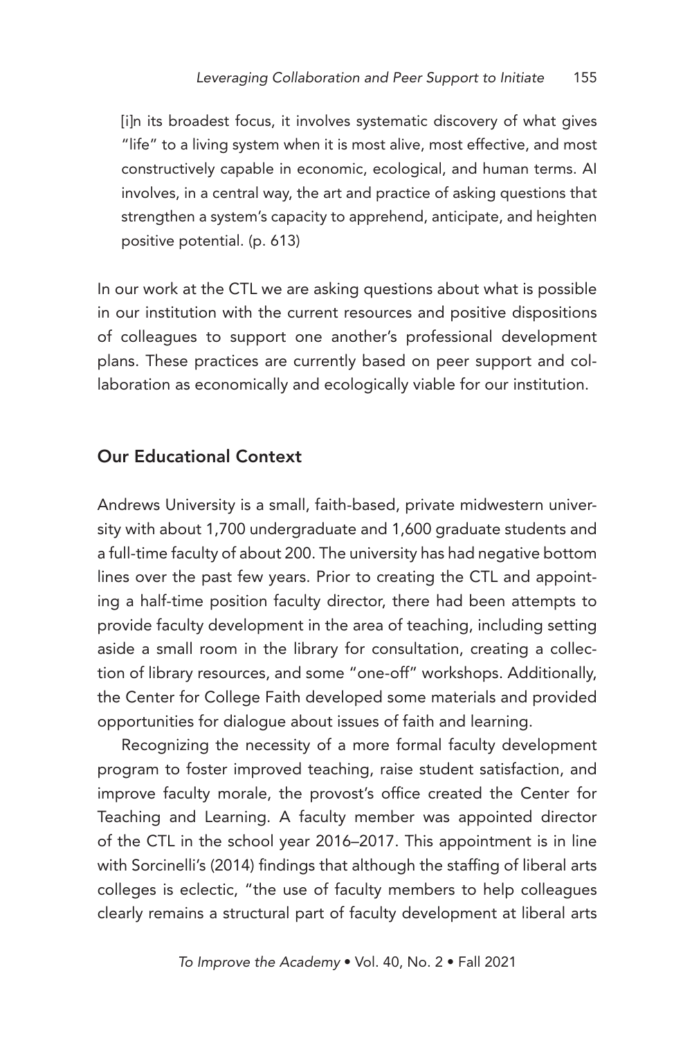> [i]n its broadest focus, it involves systematic discovery of what gives "life" to a living system when it is most alive, most effective, and most constructively capable in economic, ecological, and human terms. AI involves, in a central way, the art and practice of asking questions that strengthen a system's capacity to apprehend, anticipate, and heighten positive potential. (p. 613)

In our work at the CTL we are asking questions about what is possible in our institution with the current resources and positive dispositions of colleagues to support one another's professional development plans. These practices are currently based on peer support and collaboration as economically and ecologically viable for our institution.

## Our Educational Context

Andrews University is a small, faith-based, private midwestern university with about 1,700 undergraduate and 1,600 graduate students and a full-time faculty of about 200. The university has had negative bottom lines over the past few years. Prior to creating the CTL and appointing a half-time position faculty director, there had been attempts to provide faculty development in the area of teaching, including setting aside a small room in the library for consultation, creating a collection of library resources, and some "one-off" workshops. Additionally, the Center for College Faith developed some materials and provided opportunities for dialogue about issues of faith and learning.

Recognizing the necessity of a more formal faculty development program to foster improved teaching, raise student satisfaction, and improve faculty morale, the provost's office created the Center for Teaching and Learning. A faculty member was appointed director of the CTL in the school year 2016–2017. This appointment is in line with Sorcinelli's (2014) findings that although the staffing of liberal arts colleges is eclectic, "the use of faculty members to help colleagues clearly remains a structural part of faculty development at liberal arts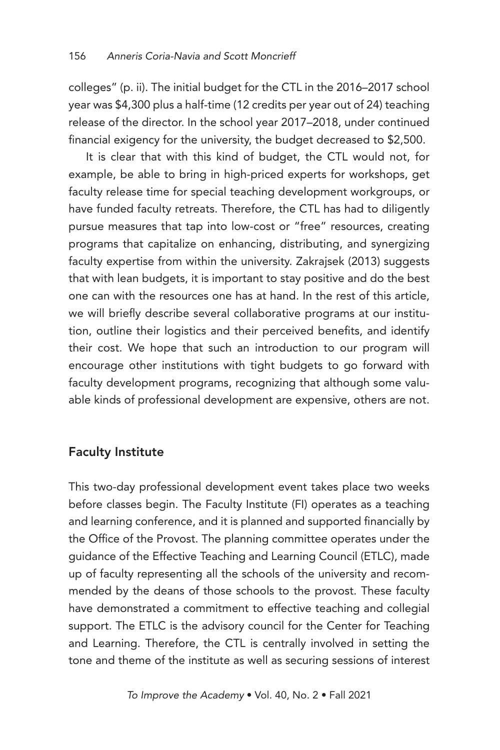colleges" (p. ii). The initial budget for the CTL in the 2016–2017 school year was $4,300 plus a half-time (12 credits per year out of 24) teaching release of the director. In the school year 2017–2018, under continued financial exigency for the university, the budget decreased to $2,500.

It is clear that with this kind of budget, the CTL would not, for example, be able to bring in high-priced experts for workshops, get faculty release time for special teaching development workgroups, or have funded faculty retreats. Therefore, the CTL has had to diligently pursue measures that tap into low-cost or "free" resources, creating programs that capitalize on enhancing, distributing, and synergizing faculty expertise from within the university. Zakrajsek (2013) suggests that with lean budgets, it is important to stay positive and do the best one can with the resources one has at hand. In the rest of this article, we will briefly describe several collaborative programs at our institution, outline their logistics and their perceived benefits, and identify their cost. We hope that such an introduction to our program will encourage other institutions with tight budgets to go forward with faculty development programs, recognizing that although some valuable kinds of professional development are expensive, others are not.

## Faculty Institute

This two-day professional development event takes place two weeks before classes begin. The Faculty Institute (FI) operates as a teaching and learning conference, and it is planned and supported financially by the Office of the Provost. The planning committee operates under the guidance of the Effective Teaching and Learning Council (ETLC), made up of faculty representing all the schools of the university and recommended by the deans of those schools to the provost. These faculty have demonstrated a commitment to effective teaching and collegial support. The ETLC is the advisory council for the Center for Teaching and Learning. Therefore, the CTL is centrally involved in setting the tone and theme of the institute as well as securing sessions of interest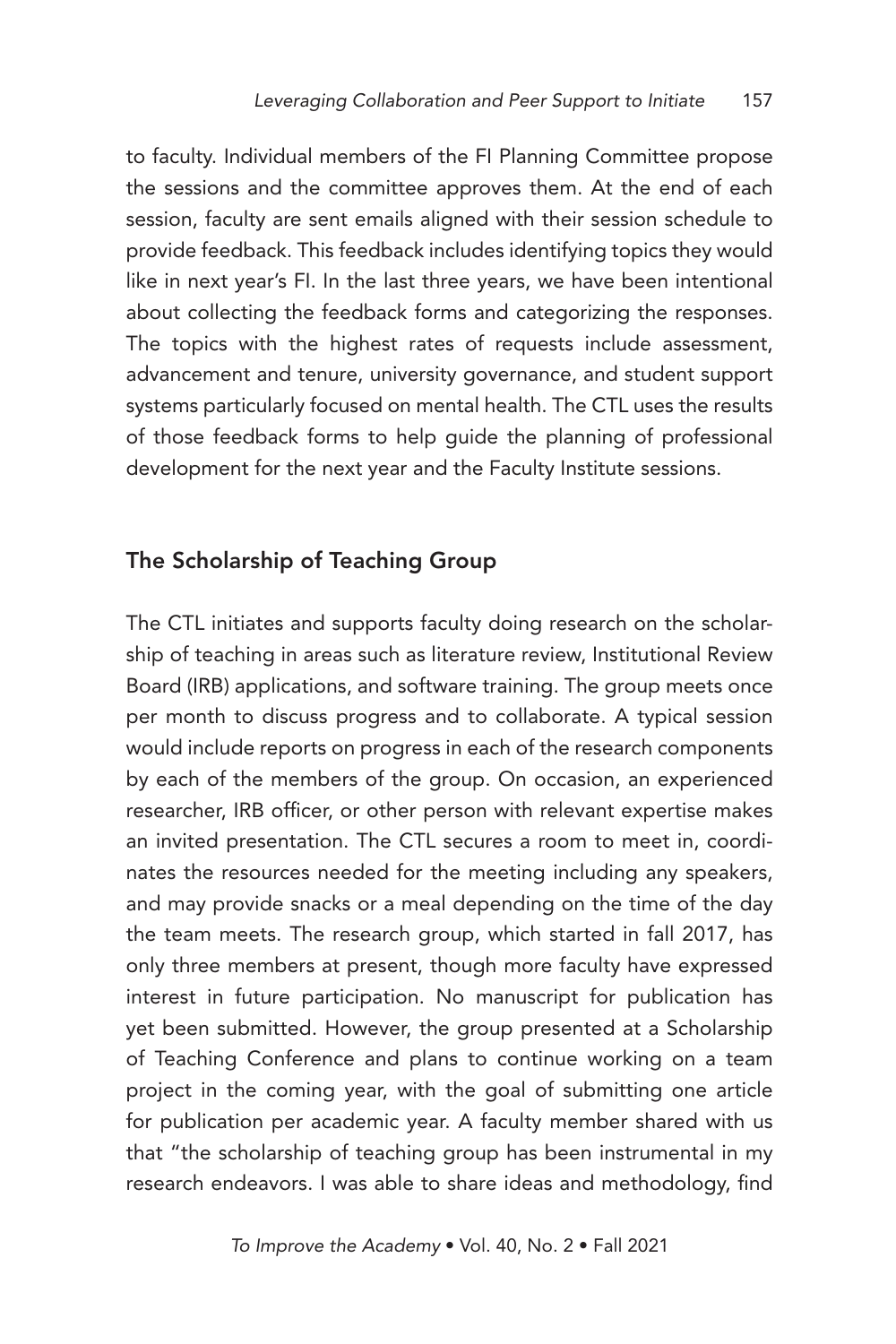to faculty. Individual members of the FI Planning Committee propose the sessions and the committee approves them. At the end of each session, faculty are sent emails aligned with their session schedule to provide feedback. This feedback includes identifying topics they would like in next year's FI. In the last three years, we have been intentional about collecting the feedback forms and categorizing the responses. The topics with the highest rates of requests include assessment, advancement and tenure, university governance, and student support systems particularly focused on mental health. The CTL uses the results of those feedback forms to help guide the planning of professional development for the next year and the Faculty Institute sessions.

## The Scholarship of Teaching Group

The CTL initiates and supports faculty doing research on the scholarship of teaching in areas such as literature review, Institutional Review Board (IRB) applications, and software training. The group meets once per month to discuss progress and to collaborate. A typical session would include reports on progress in each of the research components by each of the members of the group. On occasion, an experienced researcher, IRB officer, or other person with relevant expertise makes an invited presentation. The CTL secures a room to meet in, coordinates the resources needed for the meeting including any speakers, and may provide snacks or a meal depending on the time of the day the team meets. The research group, which started in fall 2017, has only three members at present, though more faculty have expressed interest in future participation. No manuscript for publication has yet been submitted. However, the group presented at a Scholarship of Teaching Conference and plans to continue working on a team project in the coming year, with the goal of submitting one article for publication per academic year. A faculty member shared with us that "the scholarship of teaching group has been instrumental in my research endeavors. I was able to share ideas and methodology, find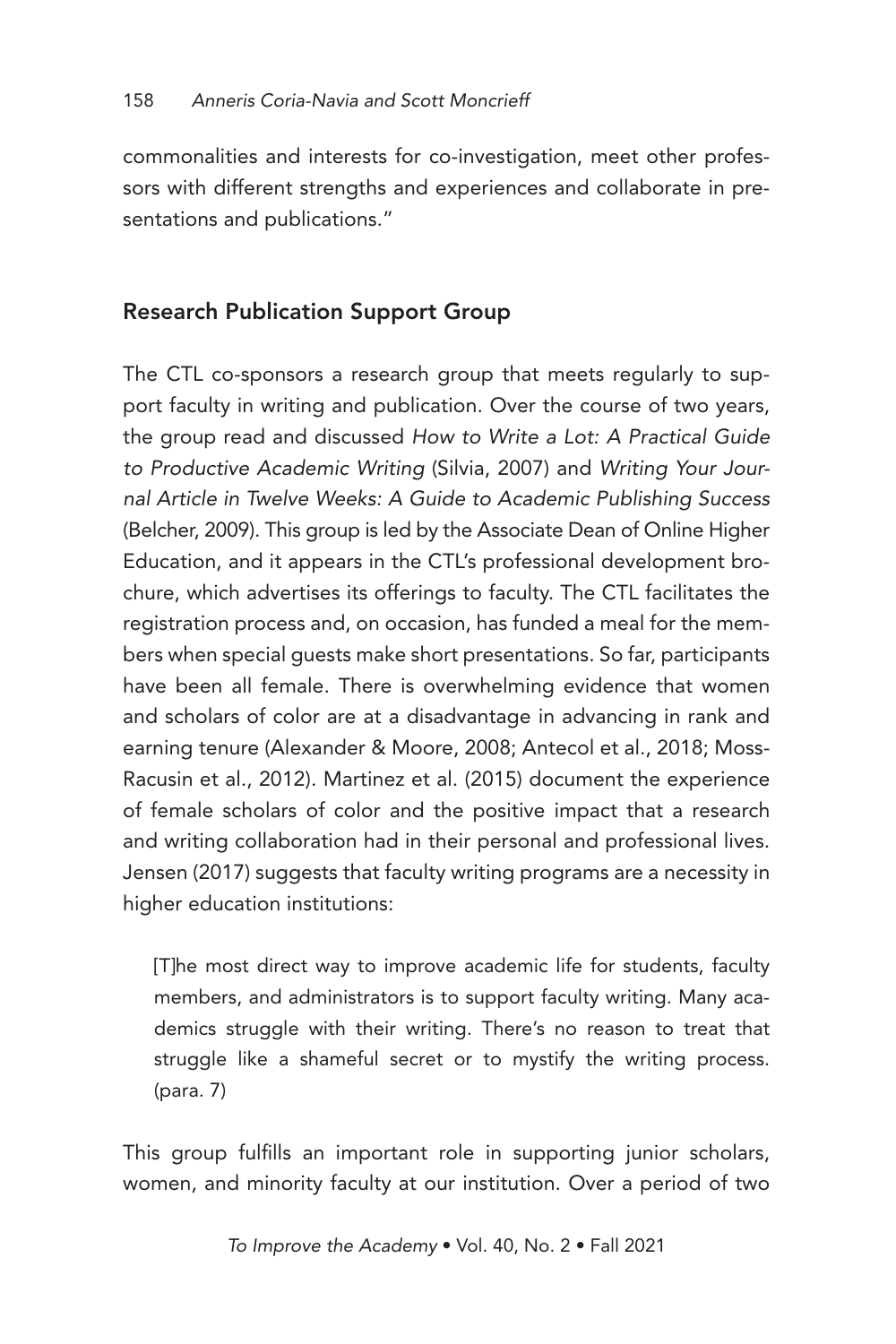commonalities and interests for co-investigation, meet other professors with different strengths and experiences and collaborate in presentations and publications."

## Research Publication Support Group

The CTL co-sponsors a research group that meets regularly to support faculty in writing and publication. Over the course of two years, the group read and discussed *How to Write a Lot: A Practical Guide to Productive Academic Writing* (Silvia, 2007) and *Writing Your Journal Article in Twelve Weeks: A Guide to Academic Publishing Success* (Belcher, 2009). This group is led by the Associate Dean of Online Higher Education, and it appears in the CTL's professional development brochure, which advertises its offerings to faculty. The CTL facilitates the registration process and, on occasion, has funded a meal for the members when special guests make short presentations. So far, participants have been all female. There is overwhelming evidence that women and scholars of color are at a disadvantage in advancing in rank and earning tenure (Alexander & Moore, 2008; Antecol et al., 2018; Moss-Racusin et al., 2012). Martinez et al. (2015) document the experience of female scholars of color and the positive impact that a research and writing collaboration had in their personal and professional lives. Jensen (2017) suggests that faculty writing programs are a necessity in higher education institutions:

> [T]he most direct way to improve academic life for students, faculty members, and administrators is to support faculty writing. Many academics struggle with their writing. There's no reason to treat that struggle like a shameful secret or to mystify the writing process. (para. 7)

This group fulfills an important role in supporting junior scholars, women, and minority faculty at our institution. Over a period of two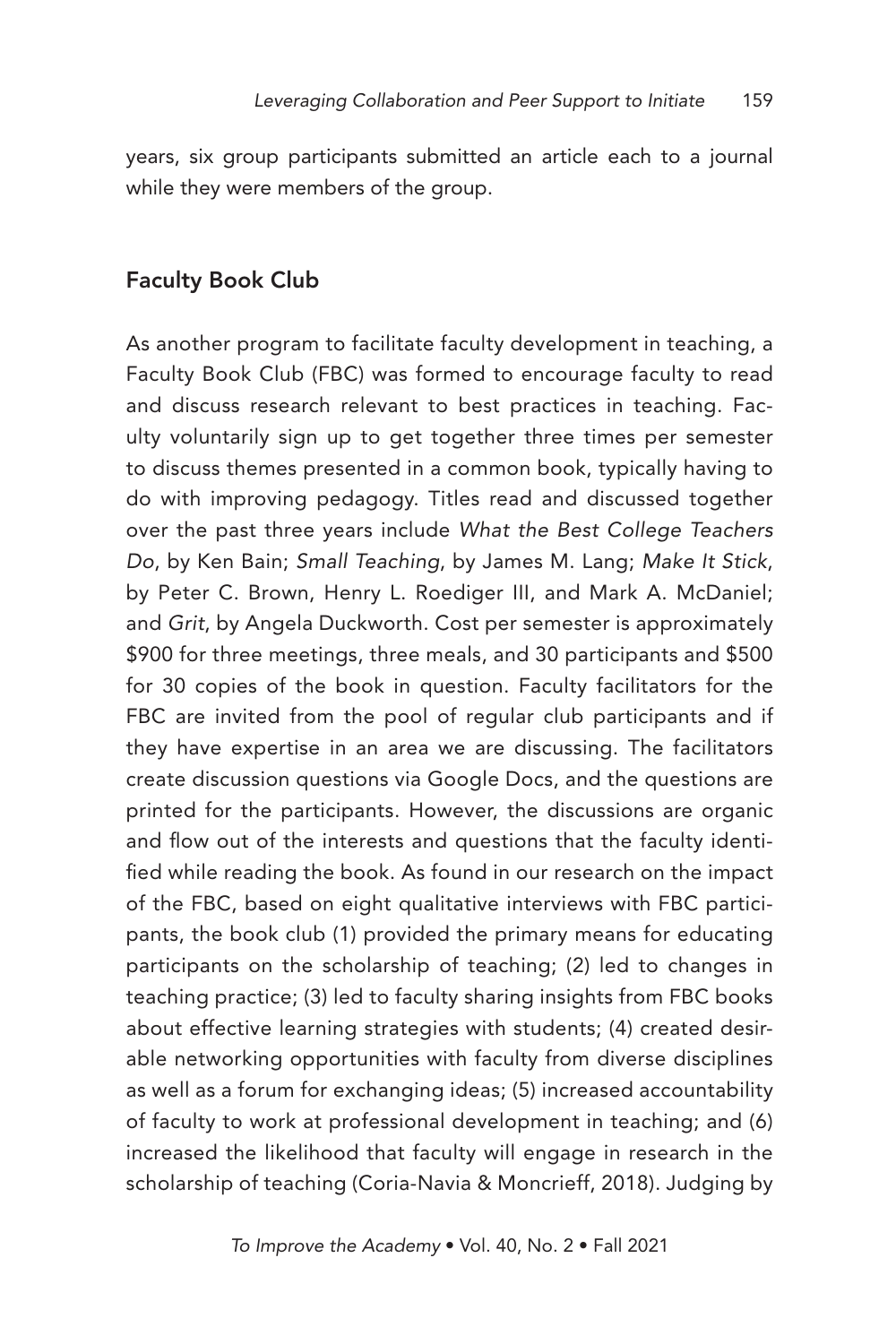years, six group participants submitted an article each to a journal while they were members of the group.

### Faculty Book Club

As another program to facilitate faculty development in teaching, a Faculty Book Club (FBC) was formed to encourage faculty to read and discuss research relevant to best practices in teaching. Faculty voluntarily sign up to get together three times per semester to discuss themes presented in a common book, typically having to do with improving pedagogy. Titles read and discussed together over the past three years include *What the Best College Teachers Do*, by Ken Bain; *Small Teaching*, by James M. Lang; *Make It Stick*, by Peter C. Brown, Henry L. Roediger III, and Mark A. McDaniel; and *Grit*, by Angela Duckworth. Cost per semester is approximately $900 for three meetings, three meals, and 30 participants and $500 for 30 copies of the book in question. Faculty facilitators for the FBC are invited from the pool of regular club participants and if they have expertise in an area we are discussing. The facilitators create discussion questions via Google Docs, and the questions are printed for the participants. However, the discussions are organic and flow out of the interests and questions that the faculty identified while reading the book. As found in our research on the impact of the FBC, based on eight qualitative interviews with FBC participants, the book club (1) provided the primary means for educating participants on the scholarship of teaching; (2) led to changes in teaching practice; (3) led to faculty sharing insights from FBC books about effective learning strategies with students; (4) created desirable networking opportunities with faculty from diverse disciplines as well as a forum for exchanging ideas; (5) increased accountability of faculty to work at professional development in teaching; and (6) increased the likelihood that faculty will engage in research in the scholarship of teaching (Coria-Navia & Moncrieff, 2018). Judging by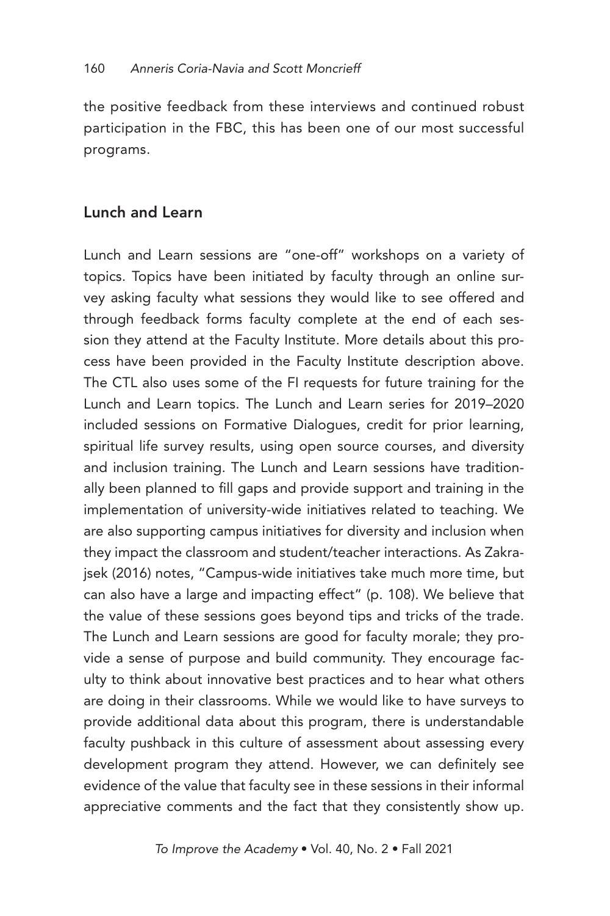the positive feedback from these interviews and continued robust participation in the FBC, this has been one of our most successful programs.

## Lunch and Learn

Lunch and Learn sessions are "one-off" workshops on a variety of topics. Topics have been initiated by faculty through an online survey asking faculty what sessions they would like to see offered and through feedback forms faculty complete at the end of each session they attend at the Faculty Institute. More details about this process have been provided in the Faculty Institute description above. The CTL also uses some of the FI requests for future training for the Lunch and Learn topics. The Lunch and Learn series for 2019–2020 included sessions on Formative Dialogues, credit for prior learning, spiritual life survey results, using open source courses, and diversity and inclusion training. The Lunch and Learn sessions have traditionally been planned to fill gaps and provide support and training in the implementation of university-wide initiatives related to teaching. We are also supporting campus initiatives for diversity and inclusion when they impact the classroom and student/teacher interactions. As Zakrajsek (2016) notes, "Campus-wide initiatives take much more time, but can also have a large and impacting effect" (p. 108). We believe that the value of these sessions goes beyond tips and tricks of the trade. The Lunch and Learn sessions are good for faculty morale; they provide a sense of purpose and build community. They encourage faculty to think about innovative best practices and to hear what others are doing in their classrooms. While we would like to have surveys to provide additional data about this program, there is understandable faculty pushback in this culture of assessment about assessing every development program they attend. However, we can definitely see evidence of the value that faculty see in these sessions in their informal appreciative comments and the fact that they consistently show up.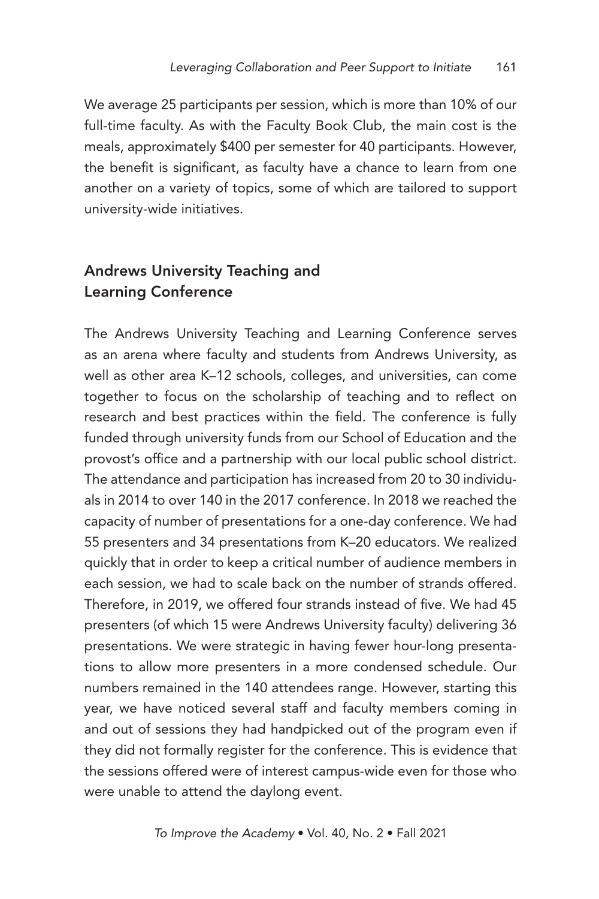We average 25 participants per session, which is more than 10% of our full-time faculty. As with the Faculty Book Club, the main cost is the meals, approximately $400 per semester for 40 participants. However, the benefit is significant, as faculty have a chance to learn from one another on a variety of topics, some of which are tailored to support university-wide initiatives.

## Andrews University Teaching and Learning Conference

The Andrews University Teaching and Learning Conference serves as an arena where faculty and students from Andrews University, as well as other area K–12 schools, colleges, and universities, can come together to focus on the scholarship of teaching and to reflect on research and best practices within the field. The conference is fully funded through university funds from our School of Education and the provost's office and a partnership with our local public school district. The attendance and participation has increased from 20 to 30 individuals in 2014 to over 140 in the 2017 conference. In 2018 we reached the capacity of number of presentations for a one-day conference. We had 55 presenters and 34 presentations from K–20 educators. We realized quickly that in order to keep a critical number of audience members in each session, we had to scale back on the number of strands offered. Therefore, in 2019, we offered four strands instead of five. We had 45 presenters (of which 15 were Andrews University faculty) delivering 36 presentations. We were strategic in having fewer hour-long presentations to allow more presenters in a more condensed schedule. Our numbers remained in the 140 attendees range. However, starting this year, we have noticed several staff and faculty members coming in and out of sessions they had handpicked out of the program even if they did not formally register for the conference. This is evidence that the sessions offered were of interest campus-wide even for those who were unable to attend the daylong event.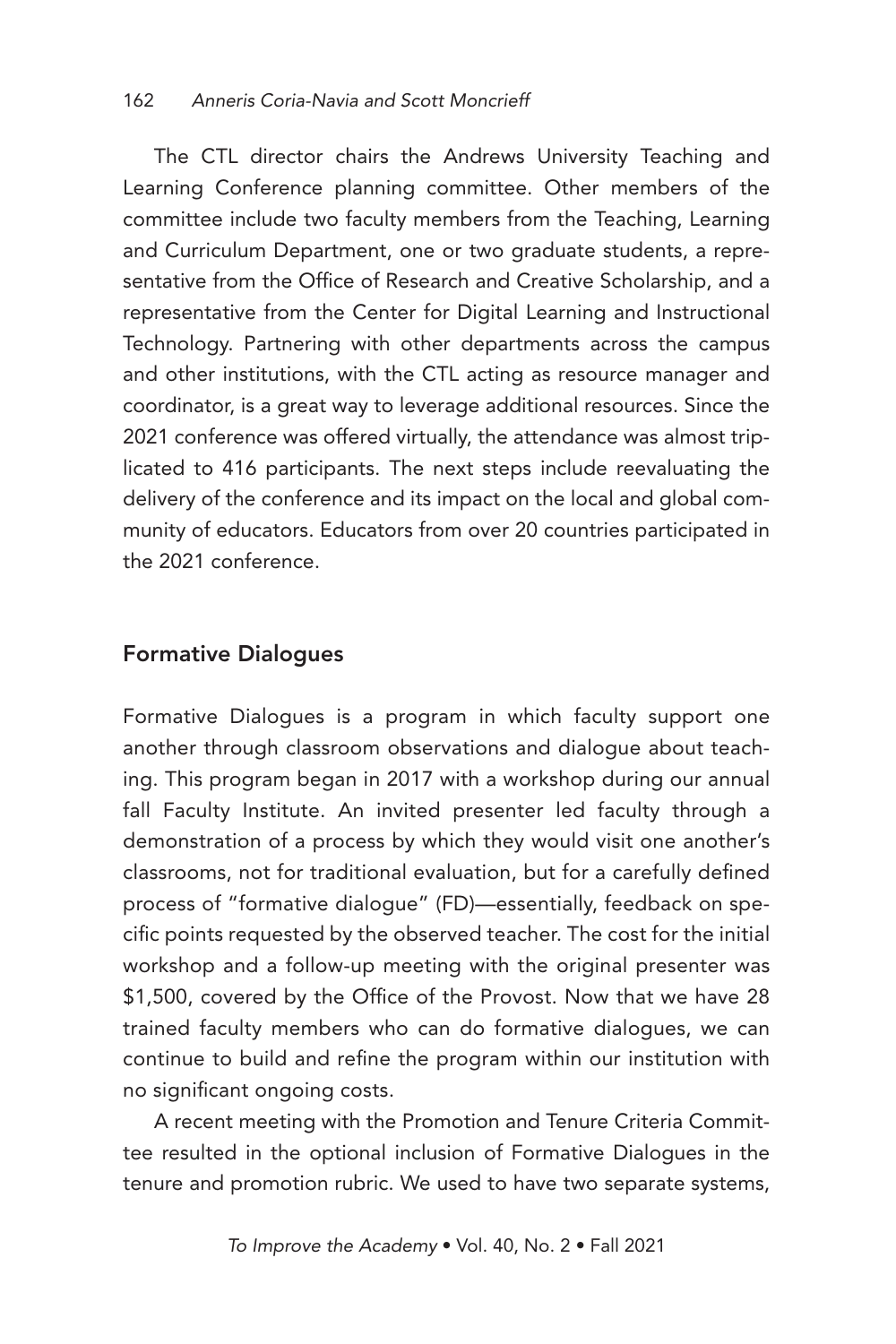The CTL director chairs the Andrews University Teaching and Learning Conference planning committee. Other members of the committee include two faculty members from the Teaching, Learning and Curriculum Department, one or two graduate students, a representative from the Office of Research and Creative Scholarship, and a representative from the Center for Digital Learning and Instructional Technology. Partnering with other departments across the campus and other institutions, with the CTL acting as resource manager and coordinator, is a great way to leverage additional resources. Since the 2021 conference was offered virtually, the attendance was almost triplicated to 416 participants. The next steps include reevaluating the delivery of the conference and its impact on the local and global community of educators. Educators from over 20 countries participated in the 2021 conference.

## Formative Dialogues

Formative Dialogues is a program in which faculty support one another through classroom observations and dialogue about teaching. This program began in 2017 with a workshop during our annual fall Faculty Institute. An invited presenter led faculty through a demonstration of a process by which they would visit one another's classrooms, not for traditional evaluation, but for a carefully defined process of "formative dialogue" (FD)—essentially, feedback on specific points requested by the observed teacher. The cost for the initial workshop and a follow-up meeting with the original presenter was $1,500, covered by the Office of the Provost. Now that we have 28 trained faculty members who can do formative dialogues, we can continue to build and refine the program within our institution with no significant ongoing costs.

A recent meeting with the Promotion and Tenure Criteria Committee resulted in the optional inclusion of Formative Dialogues in the tenure and promotion rubric. We used to have two separate systems,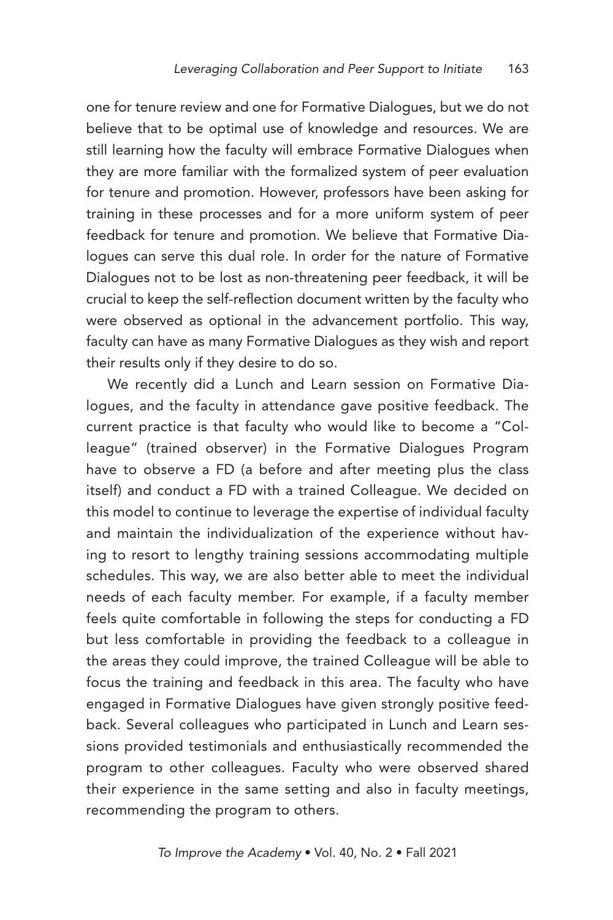one for tenure review and one for Formative Dialogues, but we do not believe that to be optimal use of knowledge and resources. We are still learning how the faculty will embrace Formative Dialogues when they are more familiar with the formalized system of peer evaluation for tenure and promotion. However, professors have been asking for training in these processes and for a more uniform system of peer feedback for tenure and promotion. We believe that Formative Dialogues can serve this dual role. In order for the nature of Formative Dialogues not to be lost as non-threatening peer feedback, it will be crucial to keep the self-reflection document written by the faculty who were observed as optional in the advancement portfolio. This way, faculty can have as many Formative Dialogues as they wish and report their results only if they desire to do so.

We recently did a Lunch and Learn session on Formative Dialogues, and the faculty in attendance gave positive feedback. The current practice is that faculty who would like to become a "Colleague" (trained observer) in the Formative Dialogues Program have to observe a FD (a before and after meeting plus the class itself) and conduct a FD with a trained Colleague. We decided on this model to continue to leverage the expertise of individual faculty and maintain the individualization of the experience without having to resort to lengthy training sessions accommodating multiple schedules. This way, we are also better able to meet the individual needs of each faculty member. For example, if a faculty member feels quite comfortable in following the steps for conducting a FD but less comfortable in providing the feedback to a colleague in the areas they could improve, the trained Colleague will be able to focus the training and feedback in this area. The faculty who have engaged in Formative Dialogues have given strongly positive feedback. Several colleagues who participated in Lunch and Learn sessions provided testimonials and enthusiastically recommended the program to other colleagues. Faculty who were observed shared their experience in the same setting and also in faculty meetings, recommending the program to others.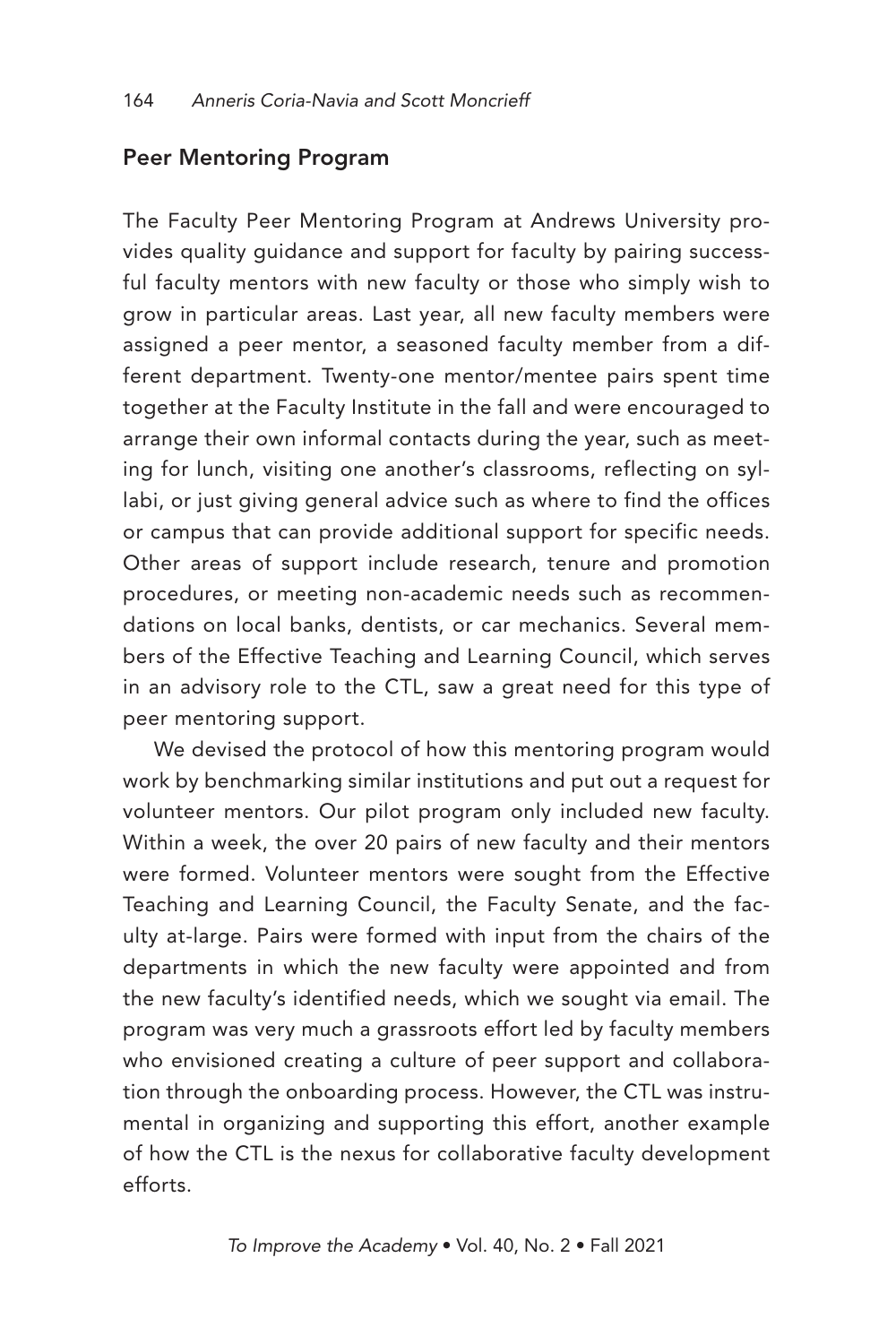## Peer Mentoring Program

The Faculty Peer Mentoring Program at Andrews University provides quality guidance and support for faculty by pairing successful faculty mentors with new faculty or those who simply wish to grow in particular areas. Last year, all new faculty members were assigned a peer mentor, a seasoned faculty member from a different department. Twenty-one mentor/mentee pairs spent time together at the Faculty Institute in the fall and were encouraged to arrange their own informal contacts during the year, such as meeting for lunch, visiting one another's classrooms, reflecting on syllabi, or just giving general advice such as where to find the offices or campus that can provide additional support for specific needs. Other areas of support include research, tenure and promotion procedures, or meeting non-academic needs such as recommendations on local banks, dentists, or car mechanics. Several members of the Effective Teaching and Learning Council, which serves in an advisory role to the CTL, saw a great need for this type of peer mentoring support.

We devised the protocol of how this mentoring program would work by benchmarking similar institutions and put out a request for volunteer mentors. Our pilot program only included new faculty. Within a week, the over 20 pairs of new faculty and their mentors were formed. Volunteer mentors were sought from the Effective Teaching and Learning Council, the Faculty Senate, and the faculty at-large. Pairs were formed with input from the chairs of the departments in which the new faculty were appointed and from the new faculty's identified needs, which we sought via email. The program was very much a grassroots effort led by faculty members who envisioned creating a culture of peer support and collaboration through the onboarding process. However, the CTL was instrumental in organizing and supporting this effort, another example of how the CTL is the nexus for collaborative faculty development efforts.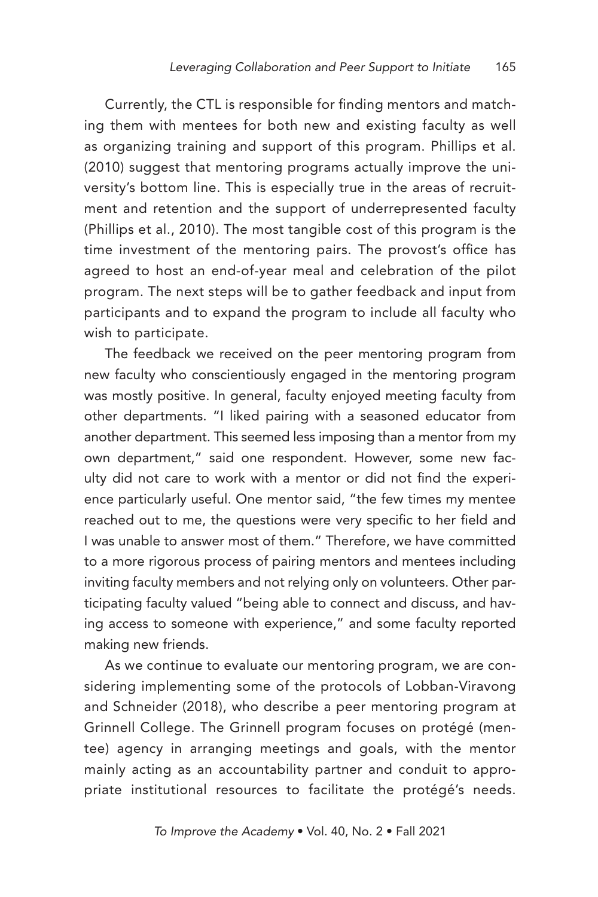Currently, the CTL is responsible for finding mentors and matching them with mentees for both new and existing faculty as well as organizing training and support of this program. Phillips et al. (2010) suggest that mentoring programs actually improve the university's bottom line. This is especially true in the areas of recruitment and retention and the support of underrepresented faculty (Phillips et al., 2010). The most tangible cost of this program is the time investment of the mentoring pairs. The provost's office has agreed to host an end-of-year meal and celebration of the pilot program. The next steps will be to gather feedback and input from participants and to expand the program to include all faculty who wish to participate.

The feedback we received on the peer mentoring program from new faculty who conscientiously engaged in the mentoring program was mostly positive. In general, faculty enjoyed meeting faculty from other departments. "I liked pairing with a seasoned educator from another department. This seemed less imposing than a mentor from my own department," said one respondent. However, some new faculty did not care to work with a mentor or did not find the experience particularly useful. One mentor said, "the few times my mentee reached out to me, the questions were very specific to her field and I was unable to answer most of them." Therefore, we have committed to a more rigorous process of pairing mentors and mentees including inviting faculty members and not relying only on volunteers. Other participating faculty valued "being able to connect and discuss, and having access to someone with experience," and some faculty reported making new friends.

As we continue to evaluate our mentoring program, we are considering implementing some of the protocols of Lobban-Viravong and Schneider (2018), who describe a peer mentoring program at Grinnell College. The Grinnell program focuses on protégé (mentee) agency in arranging meetings and goals, with the mentor mainly acting as an accountability partner and conduit to appropriate institutional resources to facilitate the protégé's needs.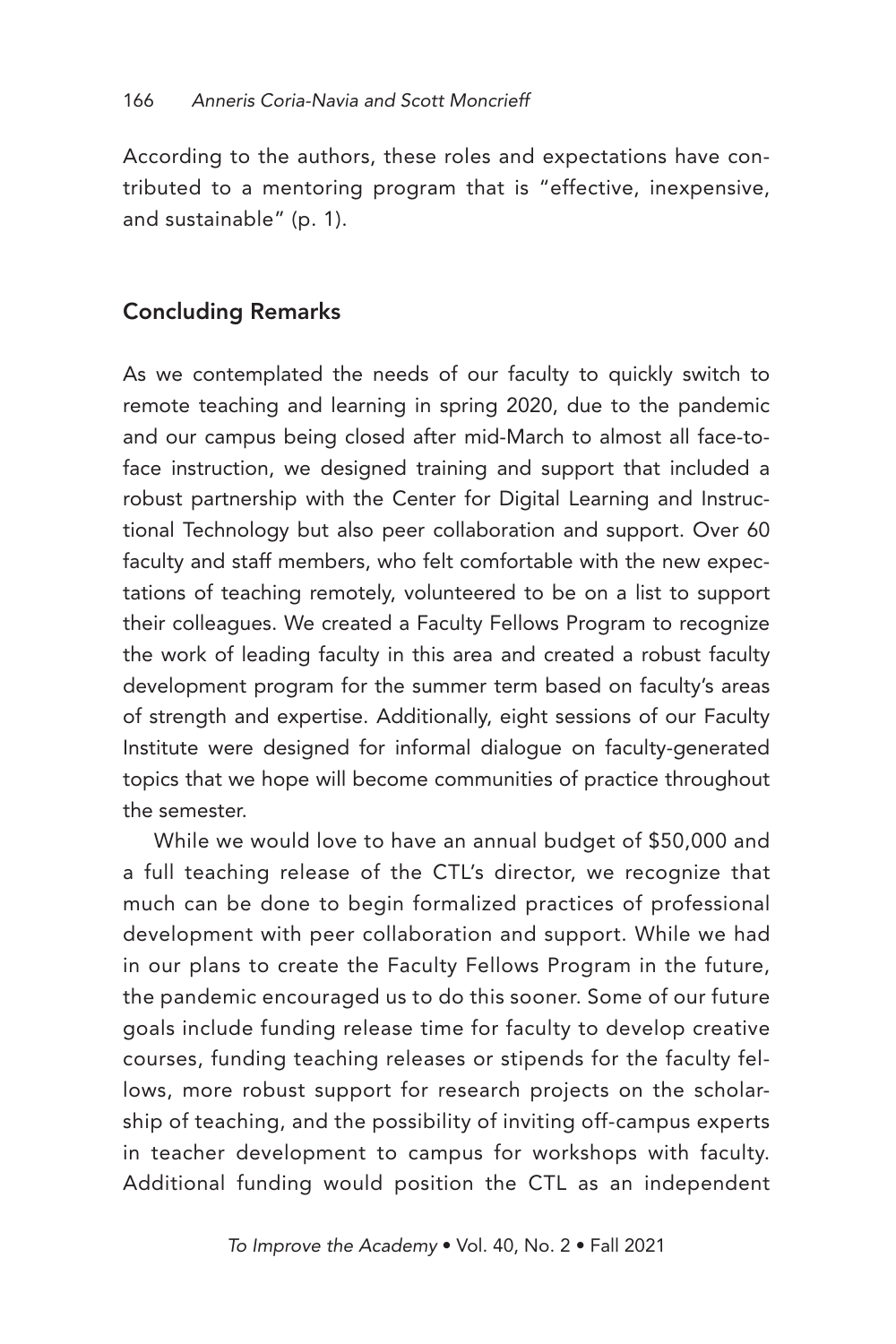According to the authors, these roles and expectations have contributed to a mentoring program that is "effective, inexpensive, and sustainable" (p. 1).

## Concluding Remarks

As we contemplated the needs of our faculty to quickly switch to remote teaching and learning in spring 2020, due to the pandemic and our campus being closed after mid-March to almost all face-to-face instruction, we designed training and support that included a robust partnership with the Center for Digital Learning and Instructional Technology but also peer collaboration and support. Over 60 faculty and staff members, who felt comfortable with the new expectations of teaching remotely, volunteered to be on a list to support their colleagues. We created a Faculty Fellows Program to recognize the work of leading faculty in this area and created a robust faculty development program for the summer term based on faculty's areas of strength and expertise. Additionally, eight sessions of our Faculty Institute were designed for informal dialogue on faculty-generated topics that we hope will become communities of practice throughout the semester.

While we would love to have an annual budget of $50,000 and a full teaching release of the CTL's director, we recognize that much can be done to begin formalized practices of professional development with peer collaboration and support. While we had in our plans to create the Faculty Fellows Program in the future, the pandemic encouraged us to do this sooner. Some of our future goals include funding release time for faculty to develop creative courses, funding teaching releases or stipends for the faculty fellows, more robust support for research projects on the scholarship of teaching, and the possibility of inviting off-campus experts in teacher development to campus for workshops with faculty. Additional funding would position the CTL as an independent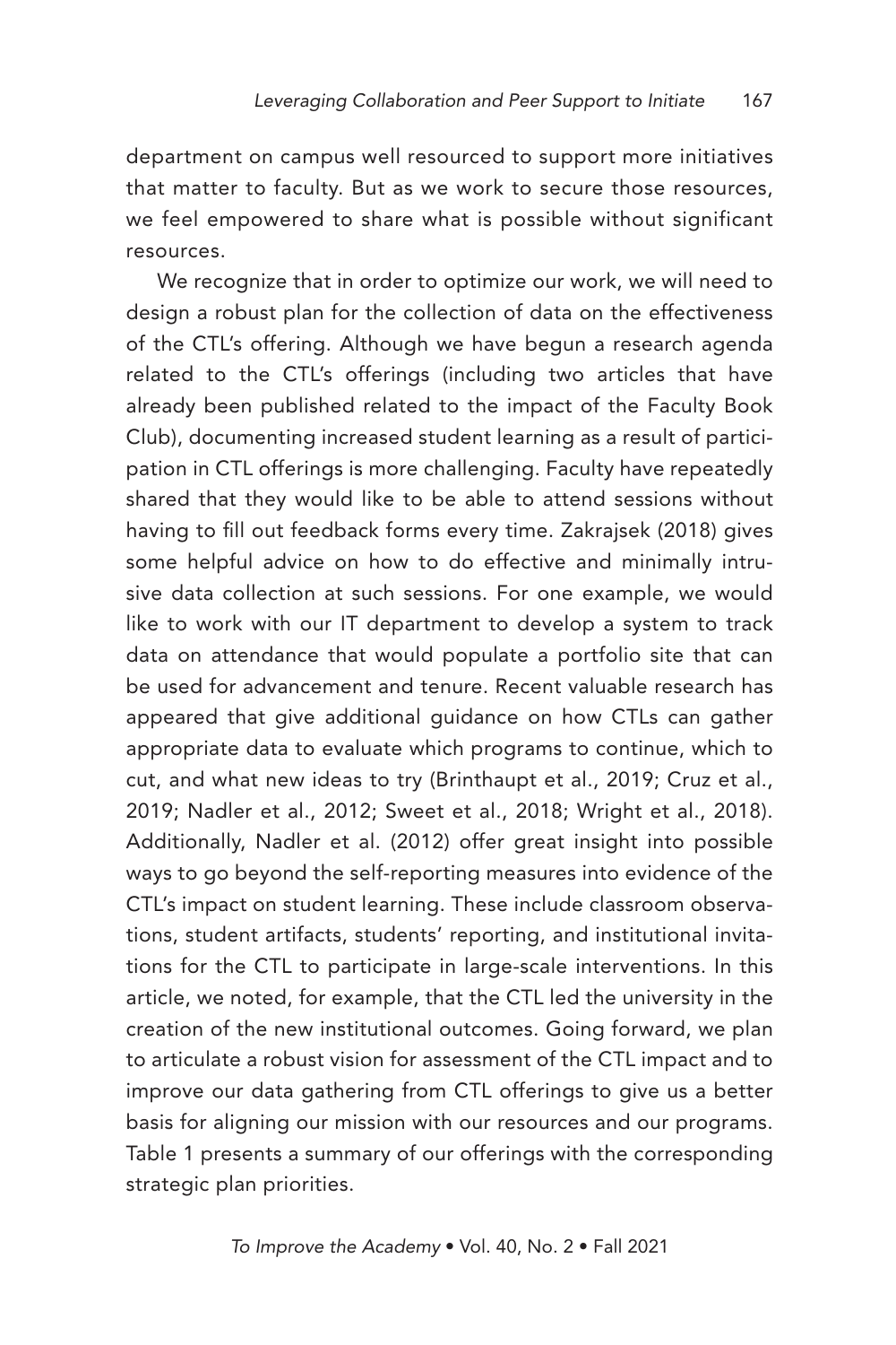department on campus well resourced to support more initiatives that matter to faculty. But as we work to secure those resources, we feel empowered to share what is possible without significant resources.

We recognize that in order to optimize our work, we will need to design a robust plan for the collection of data on the effectiveness of the CTL's offering. Although we have begun a research agenda related to the CTL's offerings (including two articles that have already been published related to the impact of the Faculty Book Club), documenting increased student learning as a result of participation in CTL offerings is more challenging. Faculty have repeatedly shared that they would like to be able to attend sessions without having to fill out feedback forms every time. Zakrajsek (2018) gives some helpful advice on how to do effective and minimally intrusive data collection at such sessions. For one example, we would like to work with our IT department to develop a system to track data on attendance that would populate a portfolio site that can be used for advancement and tenure. Recent valuable research has appeared that give additional guidance on how CTLs can gather appropriate data to evaluate which programs to continue, which to cut, and what new ideas to try (Brinthaupt et al., 2019; Cruz et al., 2019; Nadler et al., 2012; Sweet et al., 2018; Wright et al., 2018). Additionally, Nadler et al. (2012) offer great insight into possible ways to go beyond the self-reporting measures into evidence of the CTL's impact on student learning. These include classroom observations, student artifacts, students' reporting, and institutional invitations for the CTL to participate in large-scale interventions. In this article, we noted, for example, that the CTL led the university in the creation of the new institutional outcomes. Going forward, we plan to articulate a robust vision for assessment of the CTL impact and to improve our data gathering from CTL offerings to give us a better basis for aligning our mission with our resources and our programs. Table 1 presents a summary of our offerings with the corresponding strategic plan priorities.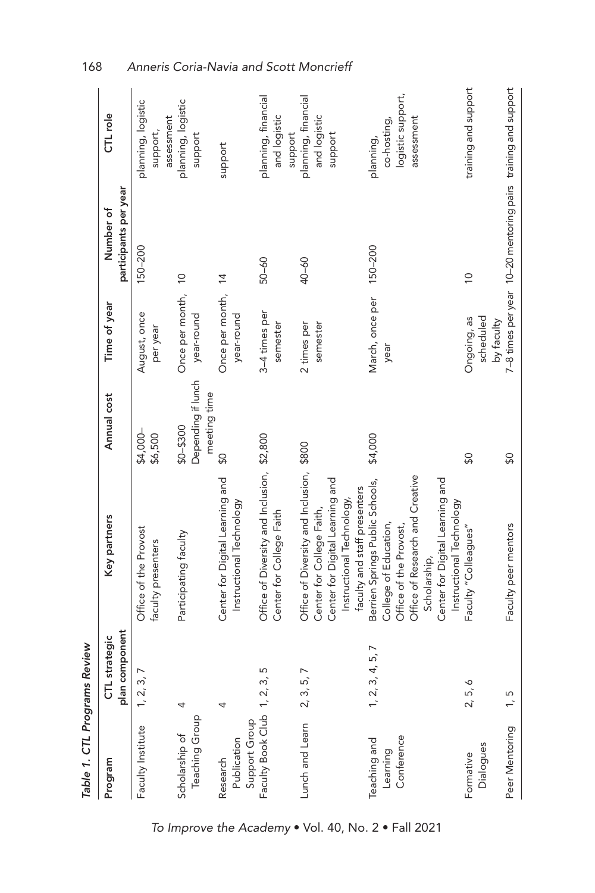*Table 1. CTL Programs Review*

| Program | CTL strategic plan component | Key partners | Annual cost | Time of year | Number of participants per year | CTL role |
|---|---|---|---|---|---|---|
| Faculty Institute | 1, 2, 3, 7 | Office of the Provost<br>faculty presenters | $4,000–$6,500 | August, once per year | 150–200 | planning, logistic support, assessment |
| Scholarship of Teaching Group | 4 | Participating faculty | $0–$300 Depending if lunch meeting time | Once per month, year-round | 10 | planning, logistic support |
| Research Publication Support Group | 4 | Center for Digital Learning and Instructional Technology | $0 | Once per month, year-round | 14 | support |
| Faculty Book Club | 1, 2, 3, 5 | Office of Diversity and Inclusion, Center for College Faith | $2,800 | 3–4 times per semester | 50–60 | planning, financial and logistic support |
| Lunch and Learn | 2, 3, 5, 7 | Office of Diversity and Inclusion, Center for College Faith, Center for Digital Learning and Instructional Technology, faculty and staff presenters | $800 | 2 times per semester | 40–60 | planning, financial and logistic support |
| Teaching and Learning Conference | 1, 2, 3, 4, 5, 7 | Berrien Springs Public Schools, College of Education, Office of the Provost, Office of Research and Creative Scholarship, Center for Digital Learning and Instructional Technology | $4,000 | March, once per year | 150–200 | planning, co-hosting, logistic support, assessment |
| Formative Dialogues | 2, 5, 6 | Faculty "Colleagues" | $0 | Ongoing, as scheduled by faculty | 10 | training and support |
| Peer Mentoring | 1, 5 | Faculty peer mentors | $0 | 7–8 times per year | 10–20 mentoring pairs | training and support |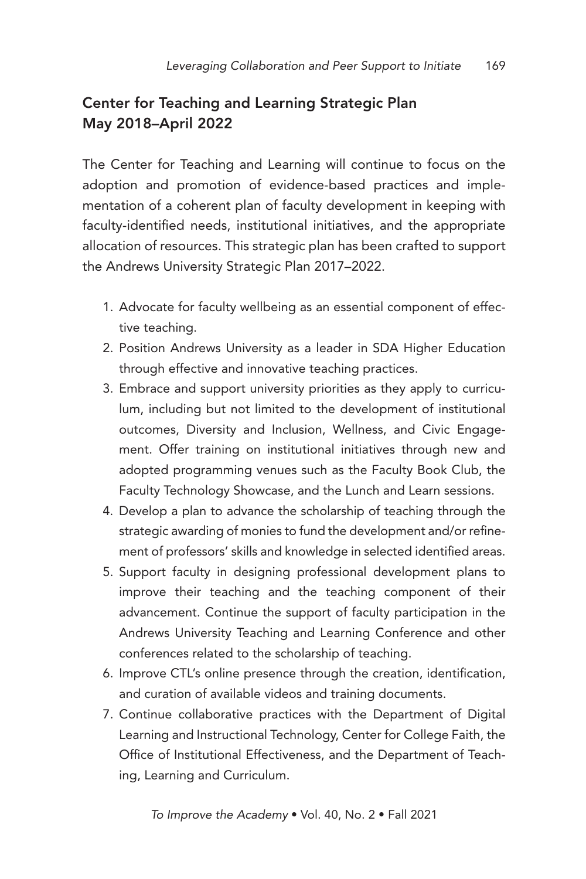## Center for Teaching and Learning Strategic Plan May 2018–April 2022

The Center for Teaching and Learning will continue to focus on the adoption and promotion of evidence-based practices and implementation of a coherent plan of faculty development in keeping with faculty-identified needs, institutional initiatives, and the appropriate allocation of resources. This strategic plan has been crafted to support the Andrews University Strategic Plan 2017–2022.

1. Advocate for faculty wellbeing as an essential component of effective teaching.
2. Position Andrews University as a leader in SDA Higher Education through effective and innovative teaching practices.
3. Embrace and support university priorities as they apply to curriculum, including but not limited to the development of institutional outcomes, Diversity and Inclusion, Wellness, and Civic Engagement. Offer training on institutional initiatives through new and adopted programming venues such as the Faculty Book Club, the Faculty Technology Showcase, and the Lunch and Learn sessions.
4. Develop a plan to advance the scholarship of teaching through the strategic awarding of monies to fund the development and/or refinement of professors' skills and knowledge in selected identified areas.
5. Support faculty in designing professional development plans to improve their teaching and the teaching component of their advancement. Continue the support of faculty participation in the Andrews University Teaching and Learning Conference and other conferences related to the scholarship of teaching.
6. Improve CTL's online presence through the creation, identification, and curation of available videos and training documents.
7. Continue collaborative practices with the Department of Digital Learning and Instructional Technology, Center for College Faith, the Office of Institutional Effectiveness, and the Department of Teaching, Learning and Curriculum.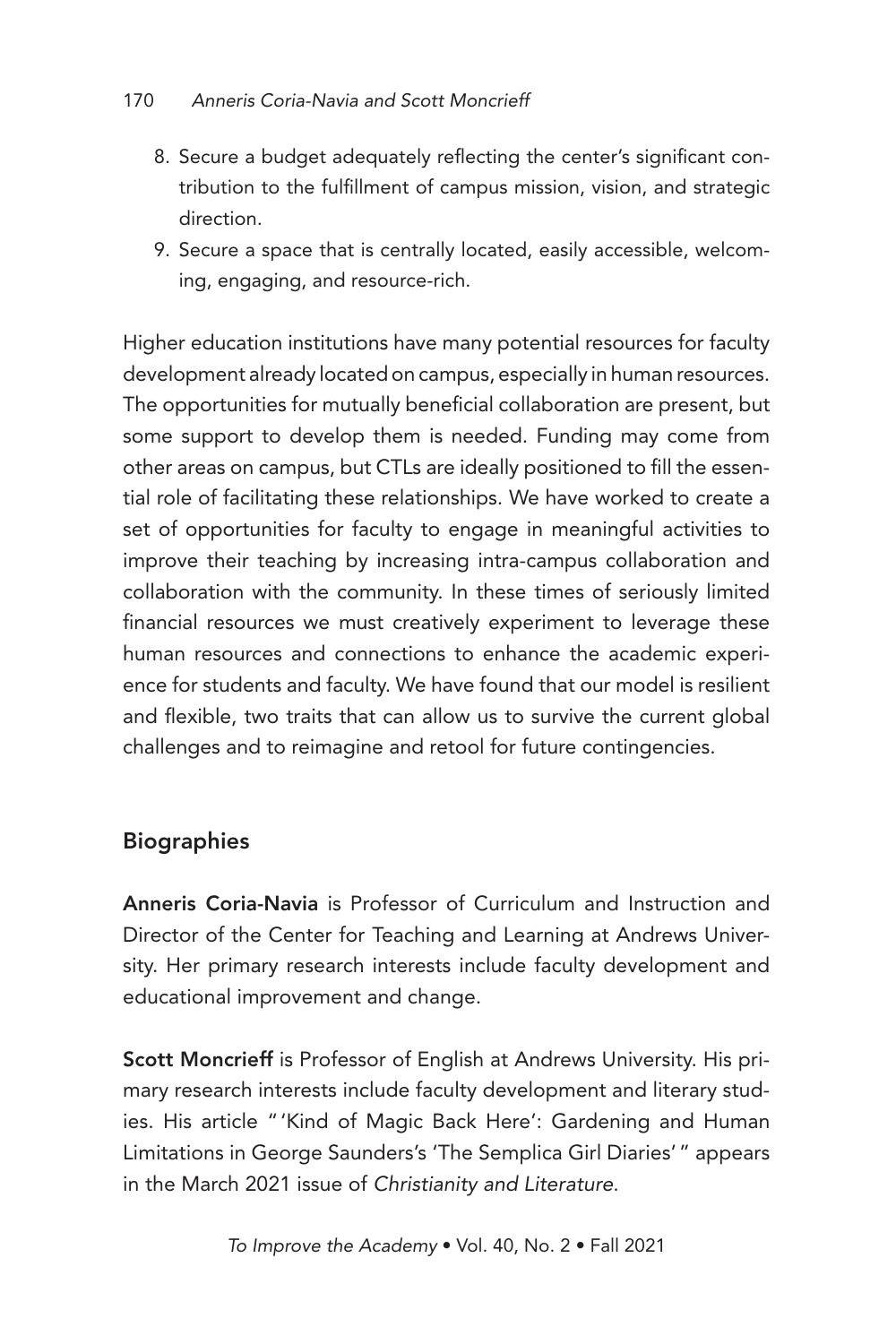8. Secure a budget adequately reflecting the center's significant contribution to the fulfillment of campus mission, vision, and strategic direction.
9. Secure a space that is centrally located, easily accessible, welcoming, engaging, and resource-rich.

Higher education institutions have many potential resources for faculty development already located on campus, especially in human resources. The opportunities for mutually beneficial collaboration are present, but some support to develop them is needed. Funding may come from other areas on campus, but CTLs are ideally positioned to fill the essential role of facilitating these relationships. We have worked to create a set of opportunities for faculty to engage in meaningful activities to improve their teaching by increasing intra-campus collaboration and collaboration with the community. In these times of seriously limited financial resources we must creatively experiment to leverage these human resources and connections to enhance the academic experience for students and faculty. We have found that our model is resilient and flexible, two traits that can allow us to survive the current global challenges and to reimagine and retool for future contingencies.

## Biographies

**Anneris Coria-Navia** is Professor of Curriculum and Instruction and Director of the Center for Teaching and Learning at Andrews University. Her primary research interests include faculty development and educational improvement and change.

**Scott Moncrieff** is Professor of English at Andrews University. His primary research interests include faculty development and literary studies. His article " 'Kind of Magic Back Here': Gardening and Human Limitations in George Saunders's 'The Semplica Girl Diaries' " appears in the March 2021 issue of *Christianity and Literature*.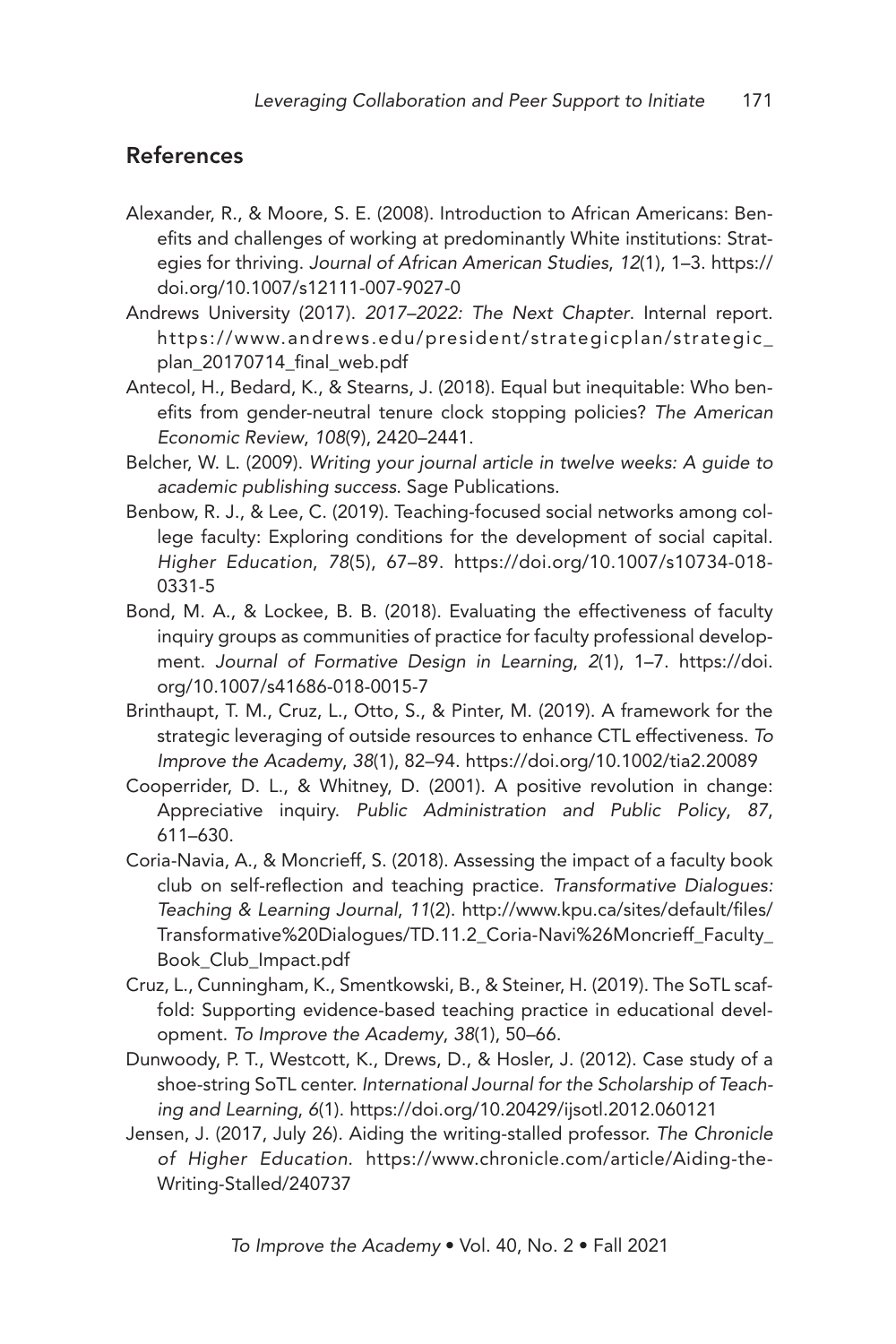## References

Alexander, R., & Moore, S. E. (2008). Introduction to African Americans: Benefits and challenges of working at predominantly White institutions: Strategies for thriving. *Journal of African American Studies*, *12*(1), 1–3. https://doi.org/10.1007/s12111-007-9027-0

Andrews University (2017). *2017–2022: The Next Chapter*. Internal report. https://www.andrews.edu/president/strategicplan/strategic_plan_20170714_final_web.pdf

Antecol, H., Bedard, K., & Stearns, J. (2018). Equal but inequitable: Who benefits from gender-neutral tenure clock stopping policies? *The American Economic Review*, *108*(9), 2420–2441.

Belcher, W. L. (2009). *Writing your journal article in twelve weeks: A guide to academic publishing success*. Sage Publications.

Benbow, R. J., & Lee, C. (2019). Teaching-focused social networks among college faculty: Exploring conditions for the development of social capital. *Higher Education*, *78*(5), 67–89. https://doi.org/10.1007/s10734-018-0331-5

Bond, M. A., & Lockee, B. B. (2018). Evaluating the effectiveness of faculty inquiry groups as communities of practice for faculty professional development. *Journal of Formative Design in Learning*, *2*(1), 1–7. https://doi.org/10.1007/s41686-018-0015-7

Brinthaupt, T. M., Cruz, L., Otto, S., & Pinter, M. (2019). A framework for the strategic leveraging of outside resources to enhance CTL effectiveness. *To Improve the Academy*, *38*(1), 82–94. https://doi.org/10.1002/tia2.20089

Cooperrider, D. L., & Whitney, D. (2001). A positive revolution in change: Appreciative inquiry. *Public Administration and Public Policy*, *87*, 611–630.

Coria-Navia, A., & Moncrieff, S. (2018). Assessing the impact of a faculty book club on self-reflection and teaching practice. *Transformative Dialogues: Teaching & Learning Journal*, *11*(2). http://www.kpu.ca/sites/default/files/Transformative%20Dialogues/TD.11.2_Coria-Navi%26Moncrieff_Faculty_Book_Club_Impact.pdf

Cruz, L., Cunningham, K., Smentkowski, B., & Steiner, H. (2019). The SoTL scaffold: Supporting evidence-based teaching practice in educational development. *To Improve the Academy*, *38*(1), 50–66.

Dunwoody, P. T., Westcott, K., Drews, D., & Hosler, J. (2012). Case study of a shoe-string SoTL center. *International Journal for the Scholarship of Teaching and Learning*, *6*(1). https://doi.org/10.20429/ijsotl.2012.060121

Jensen, J. (2017, July 26). Aiding the writing-stalled professor. *The Chronicle of Higher Education*. https://www.chronicle.com/article/Aiding-the-Writing-Stalled/240737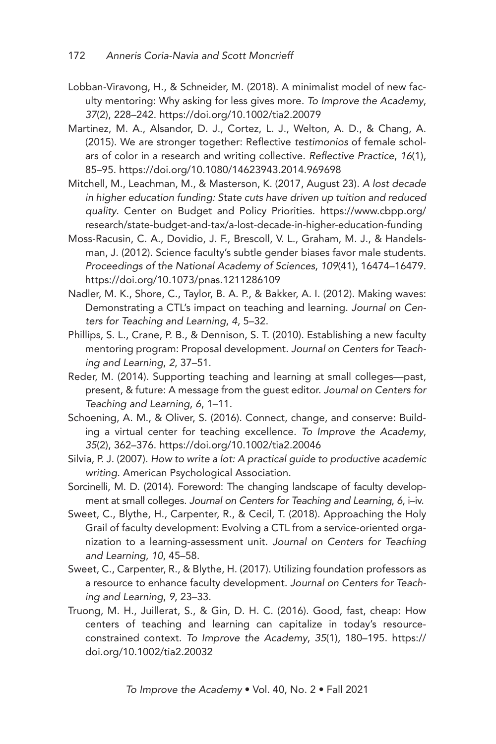Lobban-Viravong, H., & Schneider, M. (2018). A minimalist model of new faculty mentoring: Why asking for less gives more. *To Improve the Academy*, *37*(2), 228–242. https://doi.org/10.1002/tia2.20079

Martinez, M. A., Alsandor, D. J., Cortez, L. J., Welton, A. D., & Chang, A. (2015). We are stronger together: Reflective *testimonios* of female scholars of color in a research and writing collective. *Reflective Practice*, *16*(1), 85–95. https://doi.org/10.1080/14623943.2014.969698

Mitchell, M., Leachman, M., & Masterson, K. (2017, August 23). *A lost decade in higher education funding: State cuts have driven up tuition and reduced quality.* Center on Budget and Policy Priorities. https://www.cbpp.org/research/state-budget-and-tax/a-lost-decade-in-higher-education-funding

Moss-Racusin, C. A., Dovidio, J. F., Brescoll, V. L., Graham, M. J., & Handelsman, J. (2012). Science faculty's subtle gender biases favor male students. *Proceedings of the National Academy of Sciences*, *109*(41), 16474–16479. https://doi.org/10.1073/pnas.1211286109

Nadler, M. K., Shore, C., Taylor, B. A. P., & Bakker, A. I. (2012). Making waves: Demonstrating a CTL's impact on teaching and learning. *Journal on Centers for Teaching and Learning*, *4*, 5–32.

Phillips, S. L., Crane, P. B., & Dennison, S. T. (2010). Establishing a new faculty mentoring program: Proposal development. *Journal on Centers for Teaching and Learning*, *2*, 37–51.

Reder, M. (2014). Supporting teaching and learning at small colleges—past, present, & future: A message from the guest editor. *Journal on Centers for Teaching and Learning*, *6*, 1–11.

Schoening, A. M., & Oliver, S. (2016). Connect, change, and conserve: Building a virtual center for teaching excellence. *To Improve the Academy*, *35*(2), 362–376. https://doi.org/10.1002/tia2.20046

Silvia, P. J. (2007). *How to write a lot: A practical guide to productive academic writing*. American Psychological Association.

Sorcinelli, M. D. (2014). Foreword: The changing landscape of faculty development at small colleges. *Journal on Centers for Teaching and Learning*, *6*, i–iv.

Sweet, C., Blythe, H., Carpenter, R., & Cecil, T. (2018). Approaching the Holy Grail of faculty development: Evolving a CTL from a service-oriented organization to a learning-assessment unit. *Journal on Centers for Teaching and Learning*, *10*, 45–58.

Sweet, C., Carpenter, R., & Blythe, H. (2017). Utilizing foundation professors as a resource to enhance faculty development. *Journal on Centers for Teaching and Learning*, *9*, 23–33.

Truong, M. H., Juillerat, S., & Gin, D. H. C. (2016). Good, fast, cheap: How centers of teaching and learning can capitalize in today's resource-constrained context. *To Improve the Academy*, *35*(1), 180–195. https://doi.org/10.1002/tia2.20032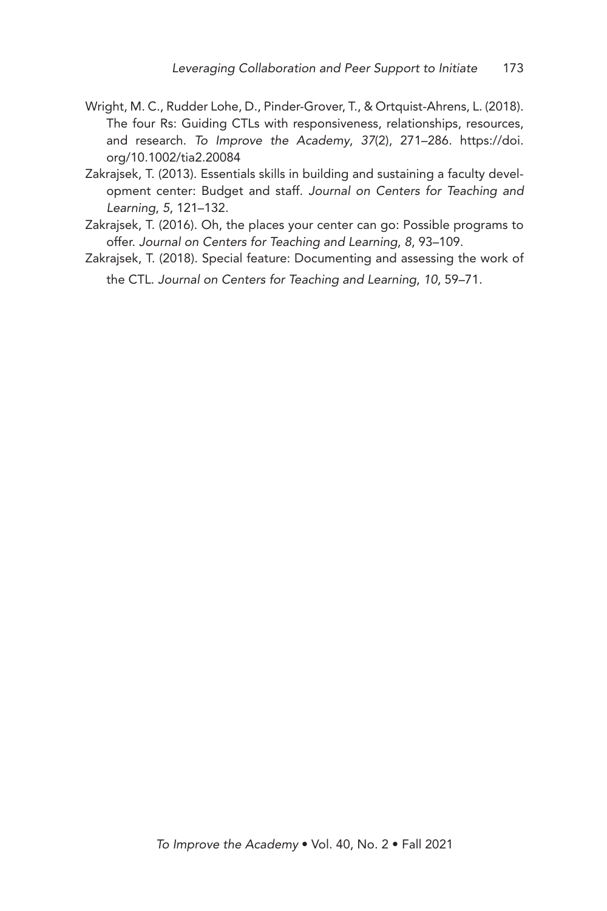Wright, M. C., Rudder Lohe, D., Pinder-Grover, T., & Ortquist-Ahrens, L. (2018). The four Rs: Guiding CTLs with responsiveness, relationships, resources, and research. *To Improve the Academy*, *37*(2), 271–286. https://doi.org/10.1002/tia2.20084

Zakrajsek, T. (2013). Essentials skills in building and sustaining a faculty development center: Budget and staff. *Journal on Centers for Teaching and Learning*, *5*, 121–132.

Zakrajsek, T. (2016). Oh, the places your center can go: Possible programs to offer. *Journal on Centers for Teaching and Learning*, *8*, 93–109.

Zakrajsek, T. (2018). Special feature: Documenting and assessing the work of the CTL. *Journal on Centers for Teaching and Learning*, *10*, 59–71.